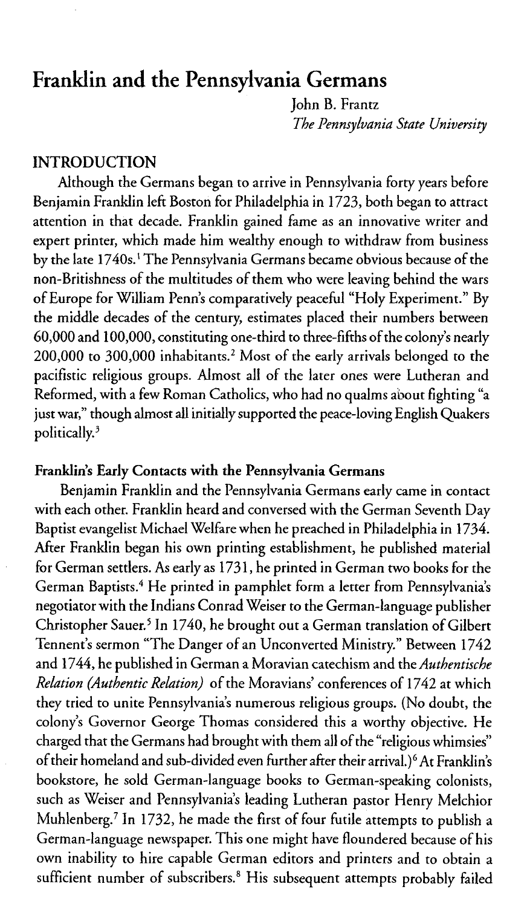# Franklin and the Pennsylvania Germans

John B. Frantz
*The Pennsylvania State University*

## INTRODUCTION

Although the Germans began to arrive in Pennsylvania forty years before Benjamin Franklin left Boston for Philadelphia in 1723, both began to attract attention in that decade. Franklin gained fame as an innovative writer and expert printer, which made him wealthy enough to withdraw from business by the late 1740s.[1] The Pennsylvania Germans became obvious because of the non-Britishness of the multitudes of them who were leaving behind the wars of Europe for William Penn's comparatively peaceful "Holy Experiment." By the middle decades of the century, estimates placed their numbers between 60,000 and 100,000, constituting one-third to three-fifths of the colony's nearly 200,000 to 300,000 inhabitants.[2] Most of the early arrivals belonged to the pacifistic religious groups. Almost all of the later ones were Lutheran and Reformed, with a few Roman Catholics, who had no qualms about fighting "a just war," though almost all initially supported the peace-loving English Quakers politically.[3]

### Franklin's Early Contacts with the Pennsylvania Germans

Benjamin Franklin and the Pennsylvania Germans early came in contact with each other. Franklin heard and conversed with the German Seventh Day Baptist evangelist Michael Welfare when he preached in Philadelphia in 1734. After Franklin began his own printing establishment, he published material for German settlers. As early as 1731, he printed in German two books for the German Baptists.[4] He printed in pamphlet form a letter from Pennsylvania's negotiator with the Indians Conrad Weiser to the German-language publisher Christopher Sauer.[5] In 1740, he brought out a German translation of Gilbert Tennent's sermon "The Danger of an Unconverted Ministry." Between 1742 and 1744, he published in German a Moravian catechism and the *Authentische Relation (Authentic Relation)* of the Moravians' conferences of 1742 at which they tried to unite Pennsylvania's numerous religious groups. (No doubt, the colony's Governor George Thomas considered this a worthy objective. He charged that the Germans had brought with them all of the "religious whimsies" of their homeland and sub-divided even further after their arrival.)[6] At Franklin's bookstore, he sold German-language books to German-speaking colonists, such as Weiser and Pennsylvania's leading Lutheran pastor Henry Melchior Muhlenberg.[7] In 1732, he made the first of four futile attempts to publish a German-language newspaper. This one might have floundered because of his own inability to hire capable German editors and printers and to obtain a sufficient number of subscribers.[8] His subsequent attempts probably failed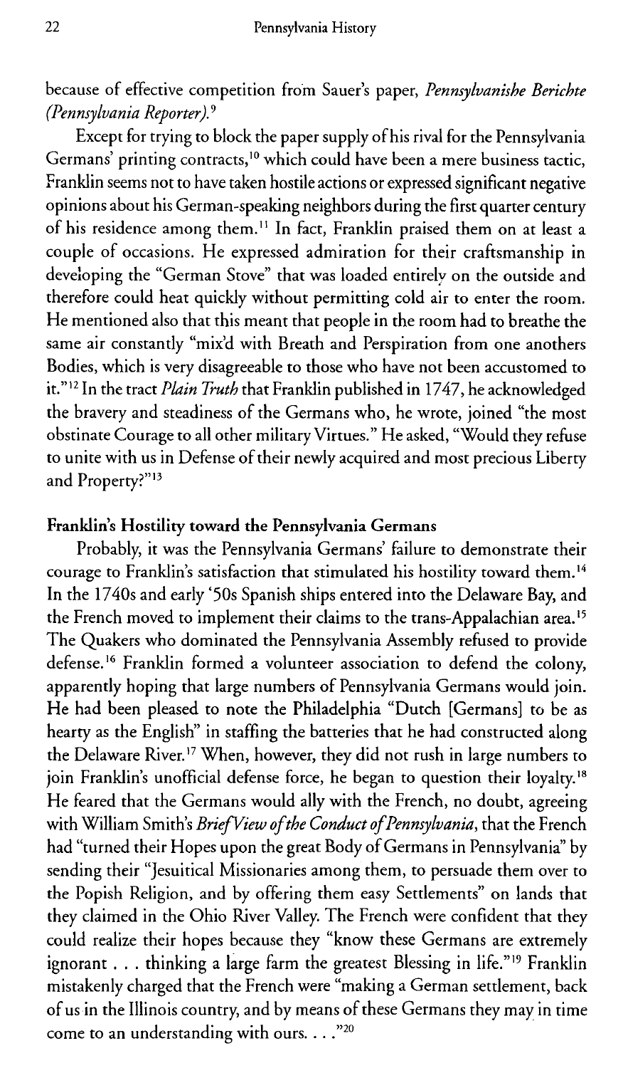because of effective competition from Sauer's paper, *Pennsylvanishe Berichte (Pennsylvania Reporter)*.[9]

Except for trying to block the paper supply of his rival for the Pennsylvania Germans' printing contracts,[10] which could have been a mere business tactic, Franklin seems not to have taken hostile actions or expressed significant negative opinions about his German-speaking neighbors during the first quarter century of his residence among them.[11] In fact, Franklin praised them on at least a couple of occasions. He expressed admiration for their craftsmanship in developing the "German Stove" that was loaded entirely on the outside and therefore could heat quickly without permitting cold air to enter the room. He mentioned also that this meant that people in the room had to breathe the same air constantly "mix'd with Breath and Perspiration from one anothers Bodies, which is very disagreeable to those who have not been accustomed to it."[12] In the tract *Plain Truth* that Franklin published in 1747, he acknowledged the bravery and steadiness of the Germans who, he wrote, joined "the most obstinate Courage to all other military Virtues." He asked, "Would they refuse to unite with us in Defense of their newly acquired and most precious Liberty and Property?"[13]

**Franklin's Hostility toward the Pennsylvania Germans**

Probably, it was the Pennsylvania Germans' failure to demonstrate their courage to Franklin's satisfaction that stimulated his hostility toward them.[14] In the 1740s and early '50s Spanish ships entered into the Delaware Bay, and the French moved to implement their claims to the trans-Appalachian area.[15] The Quakers who dominated the Pennsylvania Assembly refused to provide defense.[16] Franklin formed a volunteer association to defend the colony, apparently hoping that large numbers of Pennsylvania Germans would join. He had been pleased to note the Philadelphia "Dutch [Germans] to be as hearty as the English" in staffing the batteries that he had constructed along the Delaware River.[17] When, however, they did not rush in large numbers to join Franklin's unofficial defense force, he began to question their loyalty.[18] He feared that the Germans would ally with the French, no doubt, agreeing with William Smith's *Brief View of the Conduct of Pennsylvania*, that the French had "turned their Hopes upon the great Body of Germans in Pennsylvania" by sending their "Jesuitical Missionaries among them, to persuade them over to the Popish Religion, and by offering them easy Settlements" on lands that they claimed in the Ohio River Valley. The French were confident that they could realize their hopes because they "know these Germans are extremely ignorant . . . thinking a large farm the greatest Blessing in life."[19] Franklin mistakenly charged that the French were "making a German settlement, back of us in the Illinois country, and by means of these Germans they may in time come to an understanding with ours. . . ."[20]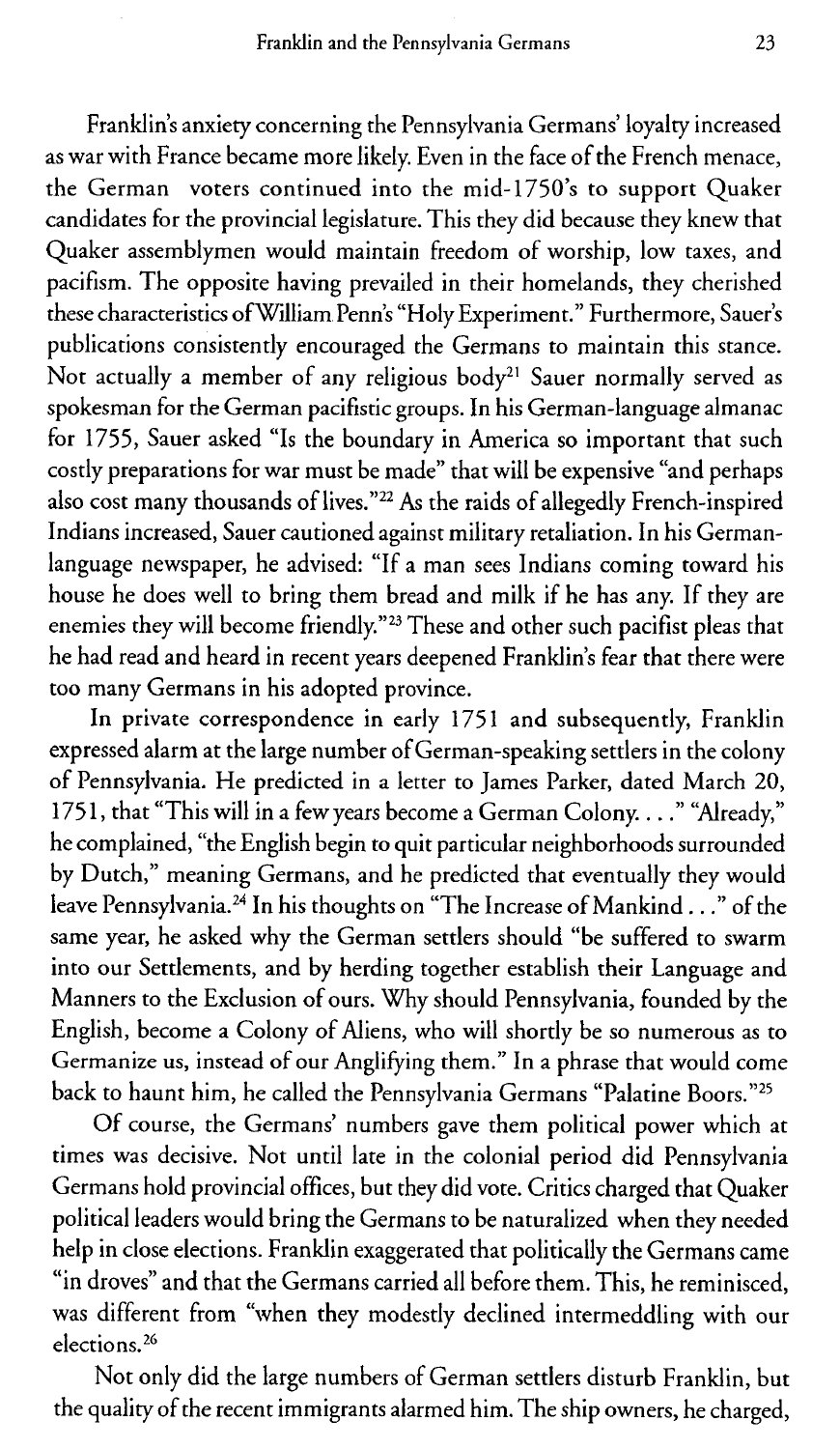Franklin's anxiety concerning the Pennsylvania Germans' loyalty increased as war with France became more likely. Even in the face of the French menace, the German voters continued into the mid-1750's to support Quaker candidates for the provincial legislature. This they did because they knew that Quaker assemblymen would maintain freedom of worship, low taxes, and pacifism. The opposite having prevailed in their homelands, they cherished these characteristics of William Penn's "Holy Experiment." Furthermore, Sauer's publications consistently encouraged the Germans to maintain this stance. Not actually a member of any religious body[21] Sauer normally served as spokesman for the German pacifistic groups. In his German-language almanac for 1755, Sauer asked "Is the boundary in America so important that such costly preparations for war must be made" that will be expensive "and perhaps also cost many thousands of lives."[22] As the raids of allegedly French-inspired Indians increased, Sauer cautioned against military retaliation. In his German-language newspaper, he advised: "If a man sees Indians coming toward his house he does well to bring them bread and milk if he has any. If they are enemies they will become friendly."[23] These and other such pacifist pleas that he had read and heard in recent years deepened Franklin's fear that there were too many Germans in his adopted province.

In private correspondence in early 1751 and subsequently, Franklin expressed alarm at the large number of German-speaking settlers in the colony of Pennsylvania. He predicted in a letter to James Parker, dated March 20, 1751, that "This will in a few years become a German Colony. . . ." "Already," he complained, "the English begin to quit particular neighborhoods surrounded by Dutch," meaning Germans, and he predicted that eventually they would leave Pennsylvania.[24] In his thoughts on "The Increase of Mankind . . ." of the same year, he asked why the German settlers should "be suffered to swarm into our Settlements, and by herding together establish their Language and Manners to the Exclusion of ours. Why should Pennsylvania, founded by the English, become a Colony of Aliens, who will shortly be so numerous as to Germanize us, instead of our Anglifying them." In a phrase that would come back to haunt him, he called the Pennsylvania Germans "Palatine Boors."[25]

Of course, the Germans' numbers gave them political power which at times was decisive. Not until late in the colonial period did Pennsylvania Germans hold provincial offices, but they did vote. Critics charged that Quaker political leaders would bring the Germans to be naturalized when they needed help in close elections. Franklin exaggerated that politically the Germans came "in droves" and that the Germans carried all before them. This, he reminisced, was different from "when they modestly declined intermeddling with our elections.[26]

Not only did the large numbers of German settlers disturb Franklin, but the quality of the recent immigrants alarmed him. The ship owners, he charged,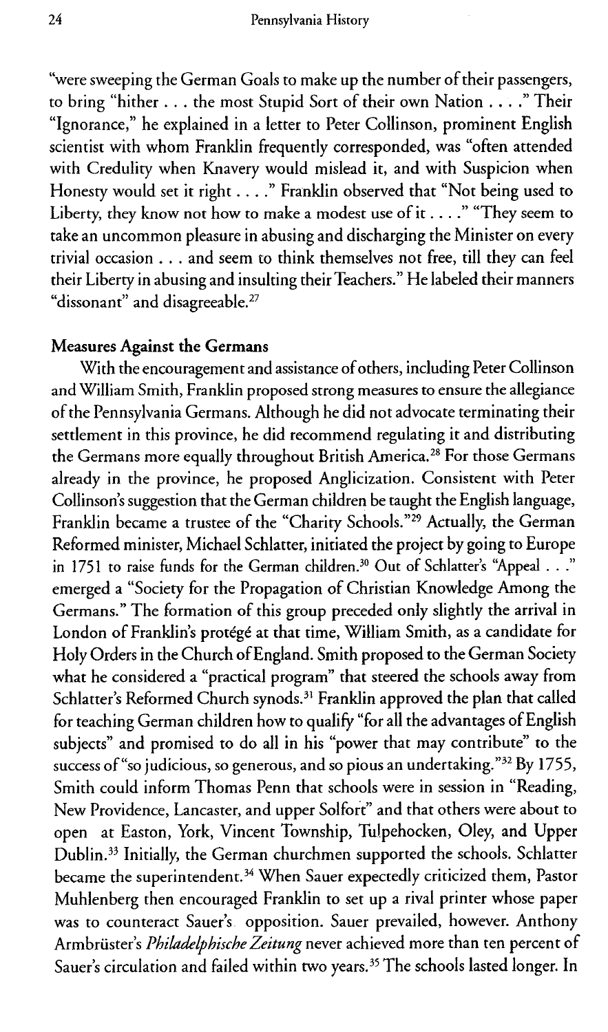"were sweeping the German Goals to make up the number of their passengers, to bring "hither . . . the most Stupid Sort of their own Nation . . . ." Their "Ignorance," he explained in a letter to Peter Collinson, prominent English scientist with whom Franklin frequently corresponded, was "often attended with Credulity when Knavery would mislead it, and with Suspicion when Honesty would set it right . . . ." Franklin observed that "Not being used to Liberty, they know not how to make a modest use of it . . . ." "They seem to take an uncommon pleasure in abusing and discharging the Minister on every trivial occasion . . . and seem to think themselves not free, till they can feel their Liberty in abusing and insulting their Teachers." He labeled their manners "dissonant" and disagreeable.[27]

## Measures Against the Germans

With the encouragement and assistance of others, including Peter Collinson and William Smith, Franklin proposed strong measures to ensure the allegiance of the Pennsylvania Germans. Although he did not advocate terminating their settlement in this province, he did recommend regulating it and distributing the Germans more equally throughout British America.[28] For those Germans already in the province, he proposed Anglicization. Consistent with Peter Collinson's suggestion that the German children be taught the English language, Franklin became a trustee of the "Charity Schools."[29] Actually, the German Reformed minister, Michael Schlatter, initiated the project by going to Europe in 1751 to raise funds for the German children.[30] Out of Schlatter's "Appeal . . ." emerged a "Society for the Propagation of Christian Knowledge Among the Germans." The formation of this group preceded only slightly the arrival in London of Franklin's protégé at that time, William Smith, as a candidate for Holy Orders in the Church of England. Smith proposed to the German Society what he considered a "practical program" that steered the schools away from Schlatter's Reformed Church synods.[31] Franklin approved the plan that called for teaching German children how to qualify "for all the advantages of English subjects" and promised to do all in his "power that may contribute" to the success of "so judicious, so generous, and so pious an undertaking."[32] By 1755, Smith could inform Thomas Penn that schools were in session in "Reading, New Providence, Lancaster, and upper Solfort" and that others were about to open at Easton, York, Vincent Township, Tulpehocken, Oley, and Upper Dublin.[33] Initially, the German churchmen supported the schools. Schlatter became the superintendent.[34] When Sauer expectedly criticized them, Pastor Muhlenberg then encouraged Franklin to set up a rival printer whose paper was to counteract Sauer's opposition. Sauer prevailed, however. Anthony Armbrüster's *Philadelphische Zeitung* never achieved more than ten percent of Sauer's circulation and failed within two years.[35] The schools lasted longer. In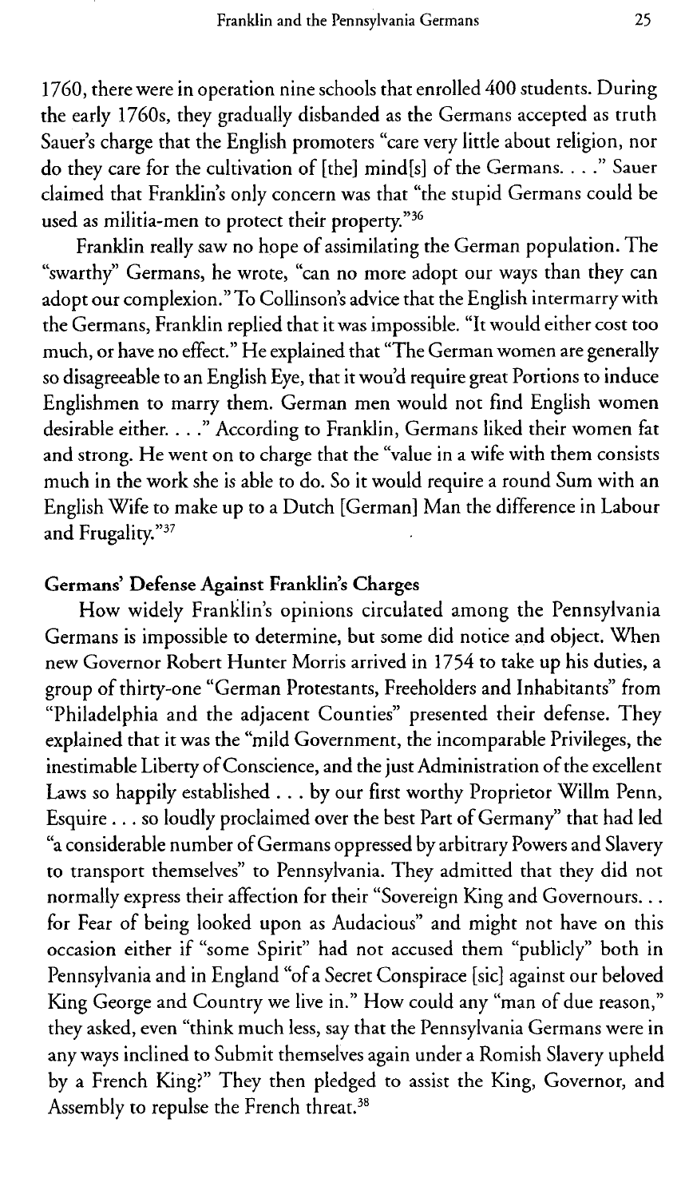1760, there were in operation nine schools that enrolled 400 students. During the early 1760s, they gradually disbanded as the Germans accepted as truth Sauer's charge that the English promoters "care very little about religion, nor do they care for the cultivation of [the] mind[s] of the Germans. . . ." Sauer claimed that Franklin's only concern was that "the stupid Germans could be used as militia-men to protect their property."[36]

Franklin really saw no hope of assimilating the German population. The "swarthy" Germans, he wrote, "can no more adopt our ways than they can adopt our complexion." To Collinson's advice that the English intermarry with the Germans, Franklin replied that it was impossible. "It would either cost too much, or have no effect." He explained that "The German women are generally so disagreeable to an English Eye, that it wou'd require great Portions to induce Englishmen to marry them. German men would not find English women desirable either. . . ." According to Franklin, Germans liked their women fat and strong. He went on to charge that the "value in a wife with them consists much in the work she is able to do. So it would require a round Sum with an English Wife to make up to a Dutch [German] Man the difference in Labour and Frugality."[37]

### Germans' Defense Against Franklin's Charges

How widely Franklin's opinions circulated among the Pennsylvania Germans is impossible to determine, but some did notice and object. When new Governor Robert Hunter Morris arrived in 1754 to take up his duties, a group of thirty-one "German Protestants, Freeholders and Inhabitants" from "Philadelphia and the adjacent Counties" presented their defense. They explained that it was the "mild Government, the incomparable Privileges, the inestimable Liberty of Conscience, and the just Administration of the excellent Laws so happily established . . . by our first worthy Proprietor Willm Penn, Esquire . . . so loudly proclaimed over the best Part of Germany" that had led "a considerable number of Germans oppressed by arbitrary Powers and Slavery to transport themselves" to Pennsylvania. They admitted that they did not normally express their affection for their "Sovereign King and Governours. . . for Fear of being looked upon as Audacious" and might not have on this occasion either if "some Spirit" had not accused them "publicly" both in Pennsylvania and in England "of a Secret Conspirace [sic] against our beloved King George and Country we live in." How could any "man of due reason," they asked, even "think much less, say that the Pennsylvania Germans were in any ways inclined to Submit themselves again under a Romish Slavery upheld by a French King?" They then pledged to assist the King, Governor, and Assembly to repulse the French threat.[38]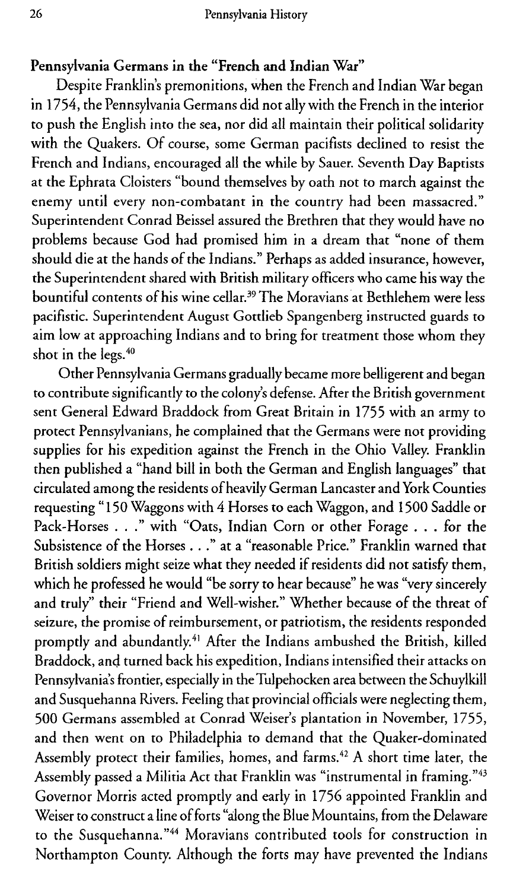## Pennsylvania Germans in the "French and Indian War"

Despite Franklin's premonitions, when the French and Indian War began in 1754, the Pennsylvania Germans did not ally with the French in the interior to push the English into the sea, nor did all maintain their political solidarity with the Quakers. Of course, some German pacifists declined to resist the French and Indians, encouraged all the while by Sauer. Seventh Day Baptists at the Ephrata Cloisters "bound themselves by oath not to march against the enemy until every non-combatant in the country had been massacred." Superintendent Conrad Beissel assured the Brethren that they would have no problems because God had promised him in a dream that "none of them should die at the hands of the Indians." Perhaps as added insurance, however, the Superintendent shared with British military officers who came his way the bountiful contents of his wine cellar.[39] The Moravians at Bethlehem were less pacifistic. Superintendent August Gottlieb Spangenberg instructed guards to aim low at approaching Indians and to bring for treatment those whom they shot in the legs.[40]

Other Pennsylvania Germans gradually became more belligerent and began to contribute significantly to the colony's defense. After the British government sent General Edward Braddock from Great Britain in 1755 with an army to protect Pennsylvanians, he complained that the Germans were not providing supplies for his expedition against the French in the Ohio Valley. Franklin then published a "hand bill in both the German and English languages" that circulated among the residents of heavily German Lancaster and York Counties requesting "150 Waggons with 4 Horses to each Waggon, and 1500 Saddle or Pack-Horses . . ." with "Oats, Indian Corn or other Forage . . . for the Subsistence of the Horses . . ." at a "reasonable Price." Franklin warned that British soldiers might seize what they needed if residents did not satisfy them, which he professed he would "be sorry to hear because" he was "very sincerely and truly" their "Friend and Well-wisher." Whether because of the threat of seizure, the promise of reimbursement, or patriotism, the residents responded promptly and abundantly.[41] After the Indians ambushed the British, killed Braddock, and turned back his expedition, Indians intensified their attacks on Pennsylvania's frontier, especially in the Tulpehocken area between the Schuylkill and Susquehanna Rivers. Feeling that provincial officials were neglecting them, 500 Germans assembled at Conrad Weiser's plantation in November, 1755, and then went on to Philadelphia to demand that the Quaker-dominated Assembly protect their families, homes, and farms.[42] A short time later, the Assembly passed a Militia Act that Franklin was "instrumental in framing."[43] Governor Morris acted promptly and early in 1756 appointed Franklin and Weiser to construct a line of forts "along the Blue Mountains, from the Delaware to the Susquehanna."[44] Moravians contributed tools for construction in Northampton County. Although the forts may have prevented the Indians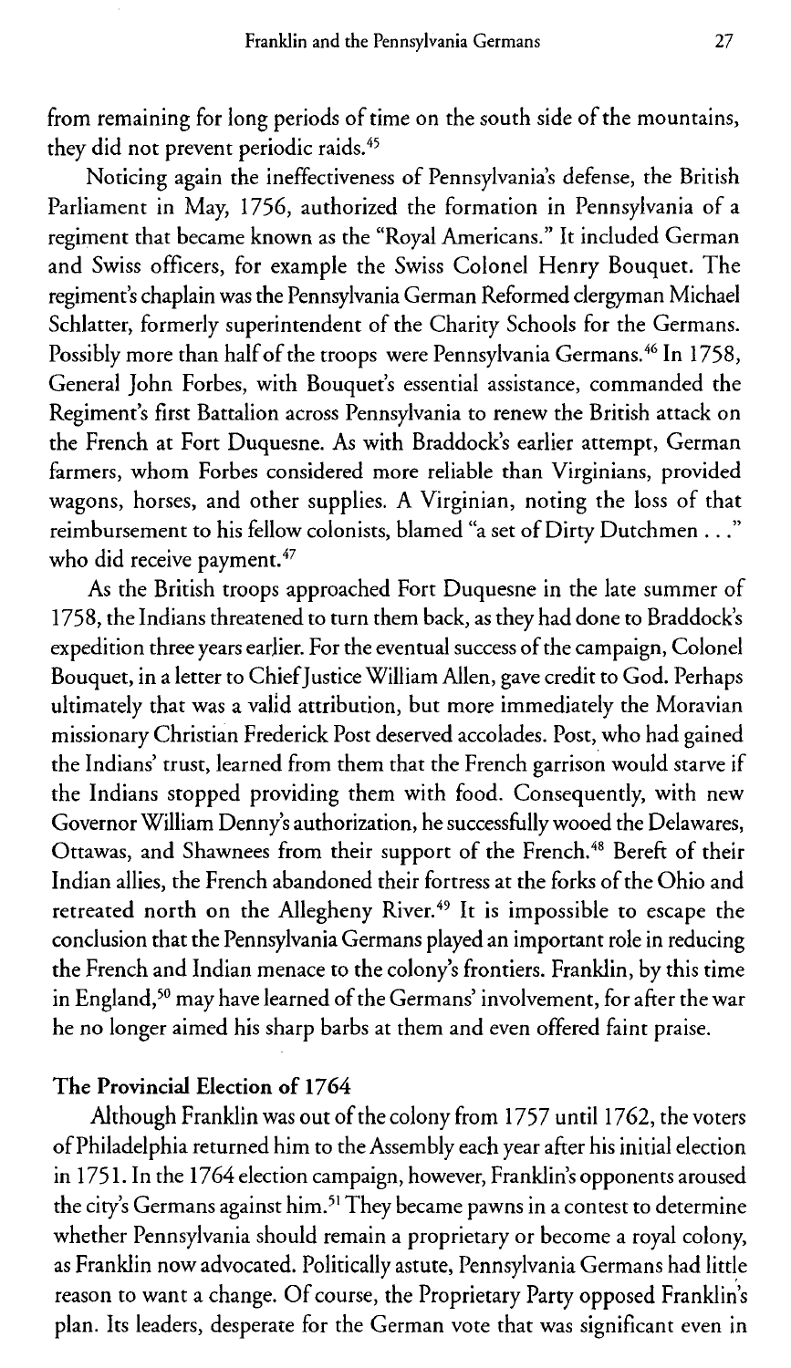from remaining for long periods of time on the south side of the mountains, they did not prevent periodic raids.[45]

Noticing again the ineffectiveness of Pennsylvania's defense, the British Parliament in May, 1756, authorized the formation in Pennsylvania of a regiment that became known as the "Royal Americans." It included German and Swiss officers, for example the Swiss Colonel Henry Bouquet. The regiment's chaplain was the Pennsylvania German Reformed clergyman Michael Schlatter, formerly superintendent of the Charity Schools for the Germans. Possibly more than half of the troops were Pennsylvania Germans.[46] In 1758, General John Forbes, with Bouquet's essential assistance, commanded the Regiment's first Battalion across Pennsylvania to renew the British attack on the French at Fort Duquesne. As with Braddock's earlier attempt, German farmers, whom Forbes considered more reliable than Virginians, provided wagons, horses, and other supplies. A Virginian, noting the loss of that reimbursement to his fellow colonists, blamed "a set of Dirty Dutchmen . . ." who did receive payment.[47]

As the British troops approached Fort Duquesne in the late summer of 1758, the Indians threatened to turn them back, as they had done to Braddock's expedition three years earlier. For the eventual success of the campaign, Colonel Bouquet, in a letter to Chief Justice William Allen, gave credit to God. Perhaps ultimately that was a valid attribution, but more immediately the Moravian missionary Christian Frederick Post deserved accolades. Post, who had gained the Indians' trust, learned from them that the French garrison would starve if the Indians stopped providing them with food. Consequently, with new Governor William Denny's authorization, he successfully wooed the Delawares, Ottawas, and Shawnees from their support of the French.[48] Bereft of their Indian allies, the French abandoned their fortress at the forks of the Ohio and retreated north on the Allegheny River.[49] It is impossible to escape the conclusion that the Pennsylvania Germans played an important role in reducing the French and Indian menace to the colony's frontiers. Franklin, by this time in England,[50] may have learned of the Germans' involvement, for after the war he no longer aimed his sharp barbs at them and even offered faint praise.

## The Provincial Election of 1764

Although Franklin was out of the colony from 1757 until 1762, the voters of Philadelphia returned him to the Assembly each year after his initial election in 1751. In the 1764 election campaign, however, Franklin's opponents aroused the city's Germans against him.[51] They became pawns in a contest to determine whether Pennsylvania should remain a proprietary or become a royal colony, as Franklin now advocated. Politically astute, Pennsylvania Germans had little reason to want a change. Of course, the Proprietary Party opposed Franklin's plan. Its leaders, desperate for the German vote that was significant even in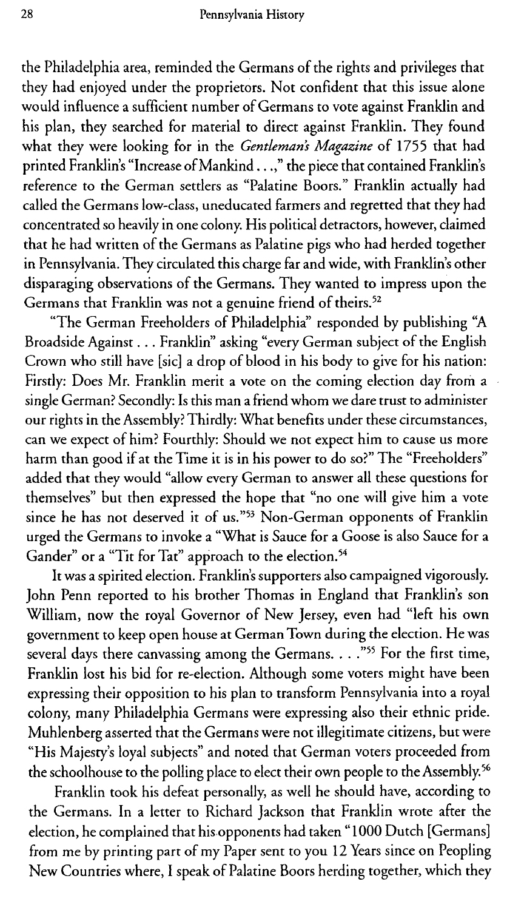the Philadelphia area, reminded the Germans of the rights and privileges that they had enjoyed under the proprietors. Not confident that this issue alone would influence a sufficient number of Germans to vote against Franklin and his plan, they searched for material to direct against Franklin. They found what they were looking for in the *Gentleman's Magazine* of 1755 that had printed Franklin's "Increase of Mankind . . .," the piece that contained Franklin's reference to the German settlers as "Palatine Boors." Franklin actually had called the Germans low-class, uneducated farmers and regretted that they had concentrated so heavily in one colony. His political detractors, however, claimed that he had written of the Germans as Palatine pigs who had herded together in Pennsylvania. They circulated this charge far and wide, with Franklin's other disparaging observations of the Germans. They wanted to impress upon the Germans that Franklin was not a genuine friend of theirs.[52]

"The German Freeholders of Philadelphia" responded by publishing "A Broadside Against . . . Franklin" asking "every German subject of the English Crown who still have [sic] a drop of blood in his body to give for his nation: Firstly: Does Mr. Franklin merit a vote on the coming election day from a single German? Secondly: Is this man a friend whom we dare trust to administer our rights in the Assembly? Thirdly: What benefits under these circumstances, can we expect of him? Fourthly: Should we not expect him to cause us more harm than good if at the Time it is in his power to do so?" The "Freeholders" added that they would "allow every German to answer all these questions for themselves" but then expressed the hope that "no one will give him a vote since he has not deserved it of us."[53] Non-German opponents of Franklin urged the Germans to invoke a "What is Sauce for a Goose is also Sauce for a Gander" or a "Tit for Tat" approach to the election.[54]

It was a spirited election. Franklin's supporters also campaigned vigorously. John Penn reported to his brother Thomas in England that Franklin's son William, now the royal Governor of New Jersey, even had "left his own government to keep open house at German Town during the election. He was several days there canvassing among the Germans. . . ."[55] For the first time, Franklin lost his bid for re-election. Although some voters might have been expressing their opposition to his plan to transform Pennsylvania into a royal colony, many Philadelphia Germans were expressing also their ethnic pride. Muhlenberg asserted that the Germans were not illegitimate citizens, but were "His Majesty's loyal subjects" and noted that German voters proceeded from the schoolhouse to the polling place to elect their own people to the Assembly.[56]

Franklin took his defeat personally, as well he should have, according to the Germans. In a letter to Richard Jackson that Franklin wrote after the election, he complained that his opponents had taken "1000 Dutch [Germans] from me by printing part of my Paper sent to you 12 Years since on Peopling New Countries where, I speak of Palatine Boors herding together, which they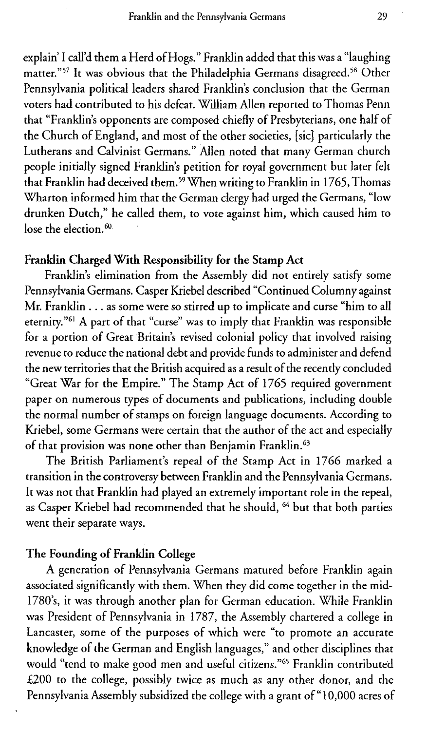explain' I call'd them a Herd of Hogs." Franklin added that this was a "laughing matter."[57] It was obvious that the Philadelphia Germans disagreed.[58] Other Pennsylvania political leaders shared Franklin's conclusion that the German voters had contributed to his defeat. William Allen reported to Thomas Penn that "Franklin's opponents are composed chiefly of Presbyterians, one half of the Church of England, and most of the other societies, [sic] particularly the Lutherans and Calvinist Germans." Allen noted that many German church people initially signed Franklin's petition for royal government but later felt that Franklin had deceived them.[59] When writing to Franklin in 1765, Thomas Wharton informed him that the German clergy had urged the Germans, "low drunken Dutch," he called them, to vote against him, which caused him to lose the election.[60]

### Franklin Charged With Responsibility for the Stamp Act

Franklin's elimination from the Assembly did not entirely satisfy some Pennsylvania Germans. Casper Kriebel described "Continued Columny against Mr. Franklin . . . as some were so stirred up to implicate and curse "him to all eternity."[61] A part of that "curse" was to imply that Franklin was responsible for a portion of Great Britain's revised colonial policy that involved raising revenue to reduce the national debt and provide funds to administer and defend the new territories that the British acquired as a result of the recently concluded "Great War for the Empire." The Stamp Act of 1765 required government paper on numerous types of documents and publications, including double the normal number of stamps on foreign language documents. According to Kriebel, some Germans were certain that the author of the act and especially of that provision was none other than Benjamin Franklin.[63]

The British Parliament's repeal of the Stamp Act in 1766 marked a transition in the controversy between Franklin and the Pennsylvania Germans. It was not that Franklin had played an extremely important role in the repeal, as Casper Kriebel had recommended that he should, [64] but that both parties went their separate ways.

### The Founding of Franklin College

A generation of Pennsylvania Germans matured before Franklin again associated significantly with them. When they did come together in the mid-1780's, it was through another plan for German education. While Franklin was President of Pennsylvania in 1787, the Assembly chartered a college in Lancaster, some of the purposes of which were "to promote an accurate knowledge of the German and English languages," and other disciplines that would "tend to make good men and useful citizens."[65] Franklin contributed £200 to the college, possibly twice as much as any other donor, and the Pennsylvania Assembly subsidized the college with a grant of "10,000 acres of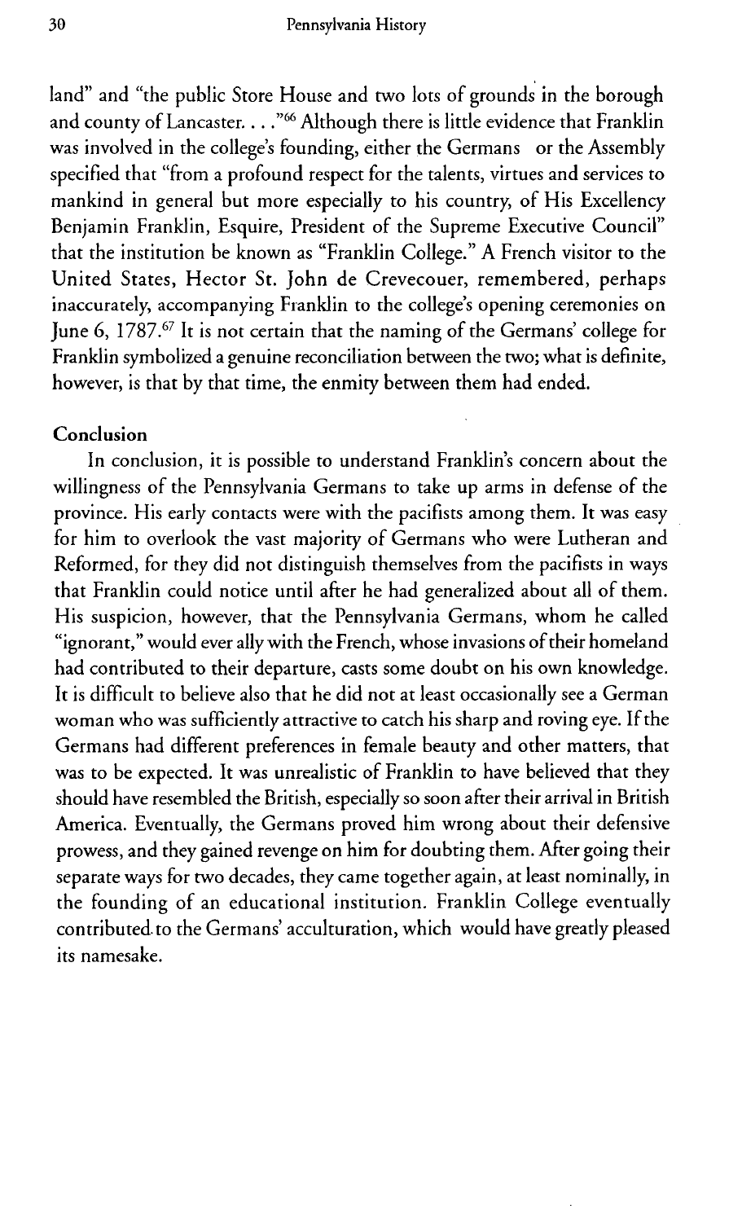land" and "the public Store House and two lots of grounds in the borough and county of Lancaster. . . ."[66] Although there is little evidence that Franklin was involved in the college's founding, either the Germans or the Assembly specified that "from a profound respect for the talents, virtues and services to mankind in general but more especially to his country, of His Excellency Benjamin Franklin, Esquire, President of the Supreme Executive Council" that the institution be known as "Franklin College." A French visitor to the United States, Hector St. John de Crevecouer, remembered, perhaps inaccurately, accompanying Franklin to the college's opening ceremonies on June 6, 1787.[67] It is not certain that the naming of the Germans' college for Franklin symbolized a genuine reconciliation between the two; what is definite, however, is that by that time, the enmity between them had ended.

## Conclusion

In conclusion, it is possible to understand Franklin's concern about the willingness of the Pennsylvania Germans to take up arms in defense of the province. His early contacts were with the pacifists among them. It was easy for him to overlook the vast majority of Germans who were Lutheran and Reformed, for they did not distinguish themselves from the pacifists in ways that Franklin could notice until after he had generalized about all of them. His suspicion, however, that the Pennsylvania Germans, whom he called "ignorant," would ever ally with the French, whose invasions of their homeland had contributed to their departure, casts some doubt on his own knowledge. It is difficult to believe also that he did not at least occasionally see a German woman who was sufficiently attractive to catch his sharp and roving eye. If the Germans had different preferences in female beauty and other matters, that was to be expected. It was unrealistic of Franklin to have believed that they should have resembled the British, especially so soon after their arrival in British America. Eventually, the Germans proved him wrong about their defensive prowess, and they gained revenge on him for doubting them. After going their separate ways for two decades, they came together again, at least nominally, in the founding of an educational institution. Franklin College eventually contributed to the Germans' acculturation, which would have greatly pleased its namesake.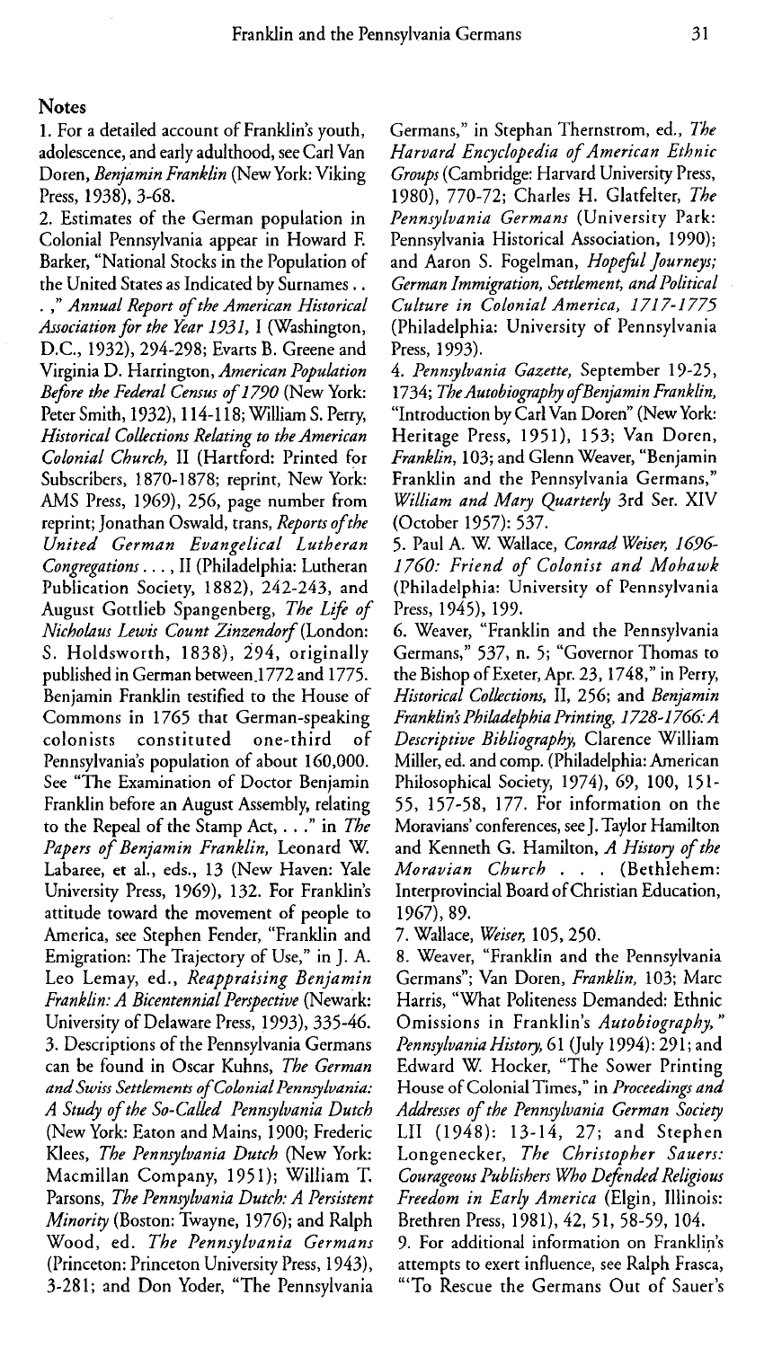## Notes

1. For a detailed account of Franklin's youth, adolescence, and early adulthood, see Carl Van Doren, *Benjamin Franklin* (New York: Viking Press, 1938), 3-68.

2. Estimates of the German population in Colonial Pennsylvania appear in Howard F. Barker, "National Stocks in the Population of the United States as Indicated by Surnames . . . ," *Annual Report of the American Historical Association for the Year 1931,* I (Washington, D.C., 1932), 294-298; Evarts B. Greene and Virginia D. Harrington, *American Population Before the Federal Census of 1790* (New York: Peter Smith, 1932), 114-118; William S. Perry, *Historical Collections Relating to the American Colonial Church,* II (Hartford: Printed for Subscribers, 1870-1878; reprint, New York: AMS Press, 1969), 256, page number from reprint; Jonathan Oswald, trans, *Reports of the United German Evangelical Lutheran Congregations . . . ,* II (Philadelphia: Lutheran Publication Society, 1882), 242-243, and August Gottlieb Spangenberg, *The Life of Nicholaus Lewis Count Zinzendorf* (London: S. Holdsworth, 1838), 294, originally published in German between 1772 and 1775. Benjamin Franklin testified to the House of Commons in 1765 that German-speaking colonists constituted one-third of Pennsylvania's population of about 160,000. See "The Examination of Doctor Benjamin Franklin before an August Assembly, relating to the Repeal of the Stamp Act, . . ." in *The Papers of Benjamin Franklin,* Leonard W. Labaree, et al., eds., 13 (New Haven: Yale University Press, 1969), 132. For Franklin's attitude toward the movement of people to America, see Stephen Fender, "Franklin and Emigration: The Trajectory of Use," in J. A. Leo Lemay, ed., *Reappraising Benjamin Franklin: A Bicentennial Perspective* (Newark: University of Delaware Press, 1993), 335-46.

3. Descriptions of the Pennsylvania Germans can be found in Oscar Kuhns, *The German and Swiss Settlements of Colonial Pennsylvania: A Study of the So-Called Pennsylvania Dutch* (New York: Eaton and Mains, 1900; Frederic Klees, *The Pennsylvania Dutch* (New York: Macmillan Company, 1951); William T. Parsons, *The Pennsylvania Dutch: A Persistent Minority* (Boston: Twayne, 1976); and Ralph Wood, ed. *The Pennsylvania Germans* (Princeton: Princeton University Press, 1943), 3-281; and Don Yoder, "The Pennsylvania Germans," in Stephan Thernstrom, ed., *The Harvard Encyclopedia of American Ethnic Groups* (Cambridge: Harvard University Press, 1980), 770-72; Charles H. Glatfelter, *The Pennsylvania Germans* (University Park: Pennsylvania Historical Association, 1990); and Aaron S. Fogelman, *Hopeful Journeys; German Immigration, Settlement, and Political Culture in Colonial America, 1717-1775* (Philadelphia: University of Pennsylvania Press, 1993).

4. *Pennsylvania Gazette,* September 19-25, 1734; *The Autobiography of Benjamin Franklin,* "Introduction by Carl Van Doren" (New York: Heritage Press, 1951), 153; Van Doren, *Franklin,* 103; and Glenn Weaver, "Benjamin Franklin and the Pennsylvania Germans," *William and Mary Quarterly* 3rd Ser. XIV (October 1957): 537.

5. Paul A. W. Wallace, *Conrad Weiser, 1696-1760: Friend of Colonist and Mohawk* (Philadelphia: University of Pennsylvania Press, 1945), 199.

6. Weaver, "Franklin and the Pennsylvania Germans," 537, n. 5; "Governor Thomas to the Bishop of Exeter, Apr. 23, 1748," in Perry, *Historical Collections,* II, 256; and *Benjamin Franklin's Philadelphia Printing, 1728-1766: A Descriptive Bibliography,* Clarence William Miller, ed. and comp. (Philadelphia: American Philosophical Society, 1974), 69, 100, 151-55, 157-58, 177. For information on the Moravians' conferences, see J. Taylor Hamilton and Kenneth G. Hamilton, *A History of the Moravian Church . . .* (Bethlehem: Interprovincial Board of Christian Education, 1967), 89.

7. Wallace, *Weiser,* 105, 250.

8. Weaver, "Franklin and the Pennsylvania Germans"; Van Doren, *Franklin,* 103; Marc Harris, "What Politeness Demanded: Ethnic Omissions in Franklin's *Autobiography,*" *Pennsylvania History,* 61 (July 1994): 291; and Edward W. Hocker, "The Sower Printing House of Colonial Times," in *Proceedings and Addresses of the Pennsylvania German Society* LII (1948): 13-14, 27; and Stephen Longenecker, *The Christopher Sauers: Courageous Publishers Who Defended Religious Freedom in Early America* (Elgin, Illinois: Brethren Press, 1981), 42, 51, 58-59, 104.

9. For additional information on Franklin's attempts to exert influence, see Ralph Frasca, "'To Rescue the Germans Out of Sauer's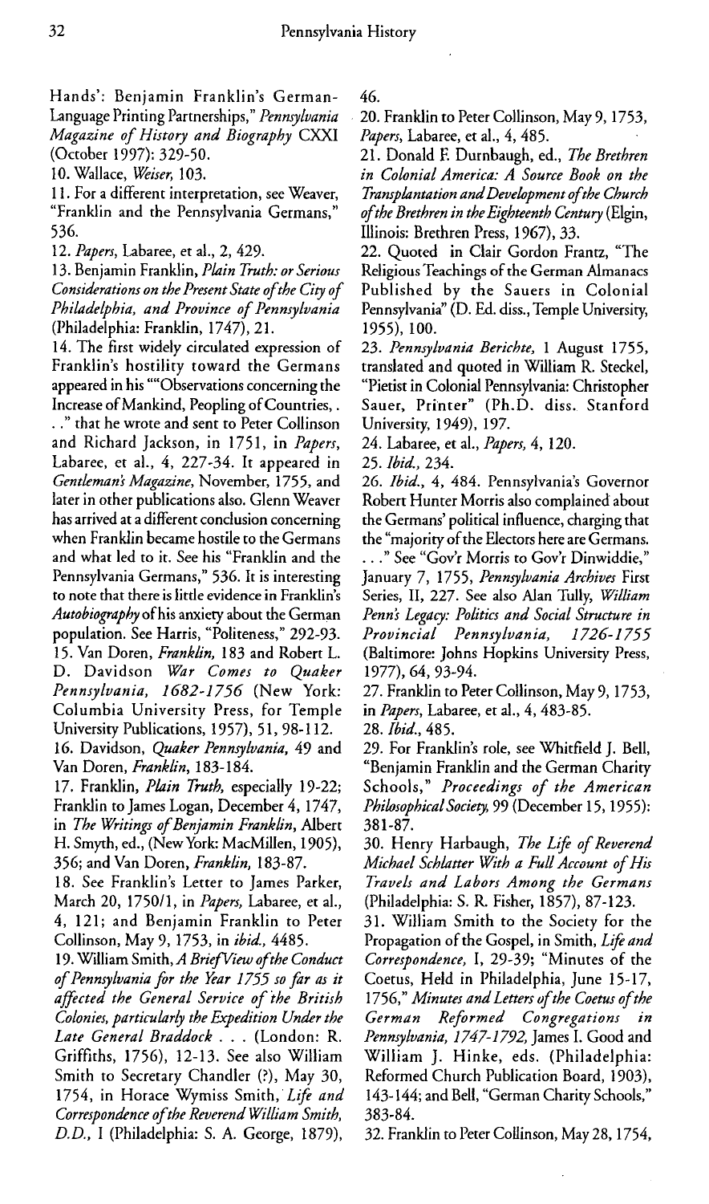Hands': Benjamin Franklin's German-Language Printing Partnerships," *Pennsylvania Magazine of History and Biography* CXXI (October 1997): 329-50.

10. Wallace, *Weiser,* 103.

11. For a different interpretation, see Weaver, "Franklin and the Pennsylvania Germans," 536.

12. *Papers,* Labaree, et al., 2, 429.

13. Benjamin Franklin, *Plain Truth: or Serious Considerations on the Present State of the City of Philadelphia, and Province of Pennsylvania* (Philadelphia: Franklin, 1747), 21.

14. The first widely circulated expression of Franklin's hostility toward the Germans appeared in his ""Observations concerning the Increase of Mankind, Peopling of Countries, . . ." that he wrote and sent to Peter Collinson and Richard Jackson, in 1751, in *Papers,* Labaree, et al., 4, 227-34. It appeared in *Gentleman's Magazine,* November, 1755, and later in other publications also. Glenn Weaver has arrived at a different conclusion concerning when Franklin became hostile to the Germans and what led to it. See his "Franklin and the Pennsylvania Germans," 536. It is interesting to note that there is little evidence in Franklin's *Autobiography* of his anxiety about the German population. See Harris, "Politeness," 292-93.

15. Van Doren, *Franklin,* 183 and Robert L. D. Davidson *War Comes to Quaker Pennsylvania, 1682-1756* (New York: Columbia University Press, for Temple University Publications, 1957), 51, 98-112.

16. Davidson, *Quaker Pennsylvania,* 49 and Van Doren, *Franklin,* 183-184.

17. Franklin, *Plain Truth,* especially 19-22; Franklin to James Logan, December 4, 1747, in *The Writings of Benjamin Franklin,* Albert H. Smyth, ed., (New York: MacMillen, 1905), 356; and Van Doren, *Franklin,* 183-87.

18. See Franklin's Letter to James Parker, March 20, 1750/1, in *Papers,* Labaree, et al., 4, 121; and Benjamin Franklin to Peter Collinson, May 9, 1753, in *ibid.,* 4485.

19. William Smith, *A Brief View of the Conduct of Pennsylvania for the Year 1755 so far as it affected the General Service of the British Colonies, particularly the Expedition Under the Late General Braddock . . .* (London: R. Griffiths, 1756), 12-13. See also William Smith to Secretary Chandler (?), May 30, 1754, in Horace Wymiss Smith, *Life and Correspondence of the Reverend William Smith, D.D.,* I (Philadelphia: S. A. George, 1879), 46.

20. Franklin to Peter Collinson, May 9, 1753, *Papers,* Labaree, et al., 4, 485.

21. Donald F. Durnbaugh, ed., *The Brethren in Colonial America: A Source Book on the Transplantation and Development of the Church of the Brethren in the Eighteenth Century* (Elgin, Illinois: Brethren Press, 1967), 33.

22. Quoted in Clair Gordon Frantz, "The Religious Teachings of the German Almanacs Published by the Sauers in Colonial Pennsylvania" (D. Ed. diss., Temple University, 1955), 100.

23. *Pennsylvania Berichte,* 1 August 1755, translated and quoted in William R. Steckel, "Pietist in Colonial Pennsylvania: Christopher Sauer, Printer" (Ph.D. diss. Stanford University, 1949), 197.

24. Labaree, et al., *Papers,* 4, 120.

25. *Ibid.,* 234.

26. *Ibid.,* 4, 484. Pennsylvania's Governor Robert Hunter Morris also complained about the Germans' political influence, charging that the "majority of the Electors here are Germans. . . ." See "Gov'r Morris to Gov'r Dinwiddie," January 7, 1755, *Pennsylvania Archives* First Series, II, 227. See also Alan Tully, *William Penn's Legacy: Politics and Social Structure in Provincial Pennsylvania, 1726-1755* (Baltimore: Johns Hopkins University Press, 1977), 64, 93-94.

27. Franklin to Peter Collinson, May 9, 1753, in *Papers,* Labaree, et al., 4, 483-85.

28. *Ibid.,* 485.

29. For Franklin's role, see Whitfield J. Bell, "Benjamin Franklin and the German Charity Schools," *Proceedings of the American Philosophical Society,* 99 (December 15, 1955): 381-87.

30. Henry Harbaugh, *The Life of Reverend Michael Schlatter With a Full Account of His Travels and Labors Among the Germans* (Philadelphia: S. R. Fisher, 1857), 87-123.

31. William Smith to the Society for the Propagation of the Gospel, in Smith, *Life and Correspondence,* I, 29-39; "Minutes of the Coetus, Held in Philadelphia, June 15-17, 1756," *Minutes and Letters of the Coetus of the German Reformed Congregations in Pennsylvania, 1747-1792,* James I. Good and William J. Hinke, eds. (Philadelphia: Reformed Church Publication Board, 1903), 143-144; and Bell, "German Charity Schools," 383-84.

32. Franklin to Peter Collinson, May 28, 1754,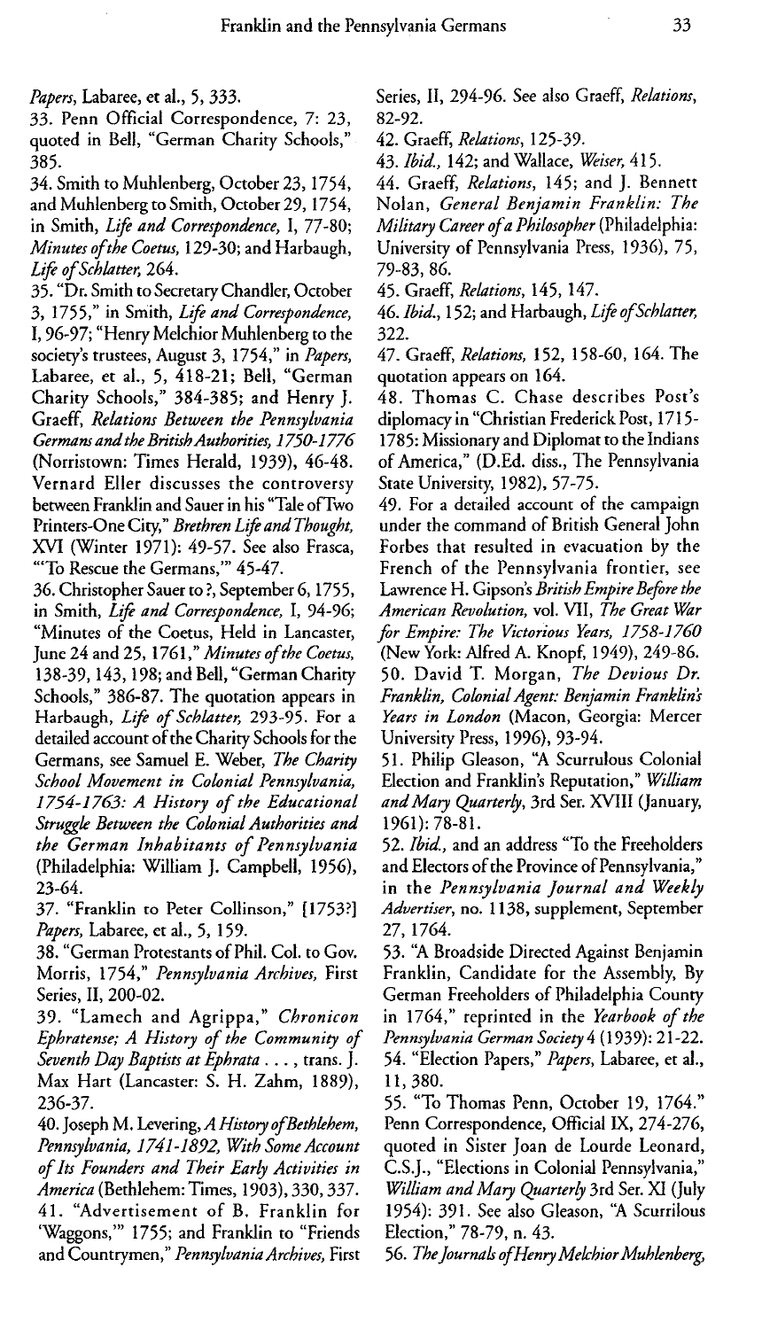*Papers*, Labaree, et al., 5, 333.

33. Penn Official Correspondence, 7: 23, quoted in Bell, "German Charity Schools," 385.

34. Smith to Muhlenberg, October 23, 1754, and Muhlenberg to Smith, October 29, 1754, in Smith, *Life and Correspondence*, I, 77-80; *Minutes of the Coetus*, 129-30; and Harbaugh, *Life of Schlatter*, 264.

35. "Dr. Smith to Secretary Chandler, October 3, 1755," in Smith, *Life and Correspondence*, I, 96-97; "Henry Melchior Muhlenberg to the society's trustees, August 3, 1754," in *Papers*, Labaree, et al., 5, 418-21; Bell, "German Charity Schools," 384-385; and Henry J. Graeff, *Relations Between the Pennsylvania Germans and the British Authorities, 1750-1776* (Norristown: Times Herald, 1939), 46-48. Vernard Eller discusses the controversy between Franklin and Sauer in his "Tale of Two Printers-One City," *Brethren Life and Thought*, XVI (Winter 1971): 49-57. See also Frasca, "'To Rescue the Germans,'" 45-47.

36. Christopher Sauer to ?, September 6, 1755, in Smith, *Life and Correspondence*, I, 94-96; "Minutes of the Coetus, Held in Lancaster, June 24 and 25, 1761," *Minutes of the Coetus*, 138-39, 143, 198; and Bell, "German Charity Schools," 386-87. The quotation appears in Harbaugh, *Life of Schlatter*, 293-95. For a detailed account of the Charity Schools for the Germans, see Samuel E. Weber, *The Charity School Movement in Colonial Pennsylvania, 1754-1763: A History of the Educational Struggle Between the Colonial Authorities and the German Inhabitants of Pennsylvania* (Philadelphia: William J. Campbell, 1956), 23-64.

37. "Franklin to Peter Collinson," [1753?] *Papers*, Labaree, et al., 5, 159.

38. "German Protestants of Phil. Col. to Gov. Morris, 1754," *Pennsylvania Archives*, First Series, II, 200-02.

39. "Lamech and Agrippa," *Chronicon Ephratense; A History of the Community of Seventh Day Baptists at Ephrata . . .*, trans. J. Max Hart (Lancaster: S. H. Zahm, 1889), 236-37.

40. Joseph M. Levering, *A History of Bethlehem, Pennsylvania, 1741-1892, With Some Account of Its Founders and Their Early Activities in America* (Bethlehem: Times, 1903), 330, 337.

41. "Advertisement of B. Franklin for 'Waggons,'" 1755; and Franklin to "Friends and Countrymen," *Pennsylvania Archives*, First Series, II, 294-96. See also Graeff, *Relations*, 82-92.

42. Graeff, *Relations*, 125-39.

43. *Ibid.*, 142; and Wallace, *Weiser*, 415.

44. Graeff, *Relations*, 145; and J. Bennett Nolan, *General Benjamin Franklin: The Military Career of a Philosopher* (Philadelphia: University of Pennsylvania Press, 1936), 75, 79-83, 86.

45. Graeff, *Relations*, 145, 147.

46. *Ibid.*, 152; and Harbaugh, *Life of Schlatter*, 322.

47. Graeff, *Relations*, 152, 158-60, 164. The quotation appears on 164.

48. Thomas C. Chase describes Post's diplomacy in "Christian Frederick Post, 1715-1785: Missionary and Diplomat to the Indians of America," (D.Ed. diss., The Pennsylvania State University, 1982), 57-75.

49. For a detailed account of the campaign under the command of British General John Forbes that resulted in evacuation by the French of the Pennsylvania frontier, see Lawrence H. Gipson's *British Empire Before the American Revolution*, vol. VII, *The Great War for Empire: The Victorious Years, 1758-1760* (New York: Alfred A. Knopf, 1949), 249-86.

50. David T. Morgan, *The Devious Dr. Franklin, Colonial Agent: Benjamin Franklin's Years in London* (Macon, Georgia: Mercer University Press, 1996), 93-94.

51. Philip Gleason, "A Scurrulous Colonial Election and Franklin's Reputation," *William and Mary Quarterly*, 3rd Ser. XVIII (January, 1961): 78-81.

52. *Ibid.*, and an address "To the Freeholders and Electors of the Province of Pennsylvania," in the *Pennsylvania Journal and Weekly Advertiser*, no. 1138, supplement, September 27, 1764.

53. "A Broadside Directed Against Benjamin Franklin, Candidate for the Assembly, By German Freeholders of Philadelphia County in 1764," reprinted in the *Yearbook of the Pennsylvania German Society* 4 (1939): 21-22.

54. "Election Papers," *Papers*, Labaree, et al., 11, 380.

55. "To Thomas Penn, October 19, 1764." Penn Correspondence, Official IX, 274-276, quoted in Sister Joan de Lourde Leonard, C.S.J., "Elections in Colonial Pennsylvania," *William and Mary Quarterly* 3rd Ser. XI (July 1954): 391. See also Gleason, "A Scurrilous Election," 78-79, n. 43.

56. *The Journals of Henry Melchior Muhlenberg*,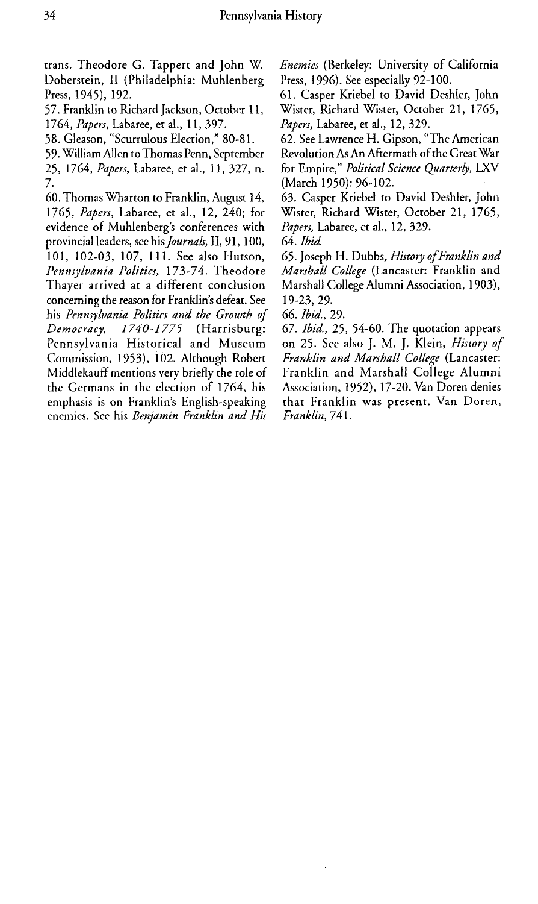trans. Theodore G. Tappert and John W. Doberstein, II (Philadelphia: Muhlenberg Press, 1945), 192.

57. Franklin to Richard Jackson, October 11, 1764, *Papers*, Labaree, et al., 11, 397.

58. Gleason, "Scurrulous Election," 80-81.

59. William Allen to Thomas Penn, September 25, 1764, *Papers*, Labaree, et al., 11, 327, n. 7.

60. Thomas Wharton to Franklin, August 14, 1765, *Papers*, Labaree, et al., 12, 240; for evidence of Muhlenberg's conferences with provincial leaders, see his *Journals*, II, 91, 100, 101, 102-03, 107, 111. See also Hutson, *Pennsylvania Politics*, 173-74. Theodore Thayer arrived at a different conclusion concerning the reason for Franklin's defeat. See his *Pennsylvania Politics and the Growth of Democracy, 1740-1775* (Harrisburg: Pennsylvania Historical and Museum Commission, 1953), 102. Although Robert Middlekauff mentions very briefly the role of the Germans in the election of 1764, his emphasis is on Franklin's English-speaking enemies. See his *Benjamin Franklin and His Enemies* (Berkeley: University of California Press, 1996). See especially 92-100.

61. Casper Kriebel to David Deshler, John Wister, Richard Wister, October 21, 1765, *Papers*, Labaree, et al., 12, 329.

62. See Lawrence H. Gipson, "The American Revolution As An Aftermath of the Great War for Empire," *Political Science Quarterly*, LXV (March 1950): 96-102.

63. Casper Kriebel to David Deshler, John Wister, Richard Wister, October 21, 1765, *Papers*, Labaree, et al., 12, 329.

64. *Ibid.*

65. Joseph H. Dubbs, *History of Franklin and Marshall College* (Lancaster: Franklin and Marshall College Alumni Association, 1903), 19-23, 29.

66. *Ibid.*, 29.

67. *Ibid.*, 25, 54-60. The quotation appears on 25. See also J. M. J. Klein, *History of Franklin and Marshall College* (Lancaster: Franklin and Marshall College Alumni Association, 1952), 17-20. Van Doren denies that Franklin was present. Van Doren, *Franklin*, 741.